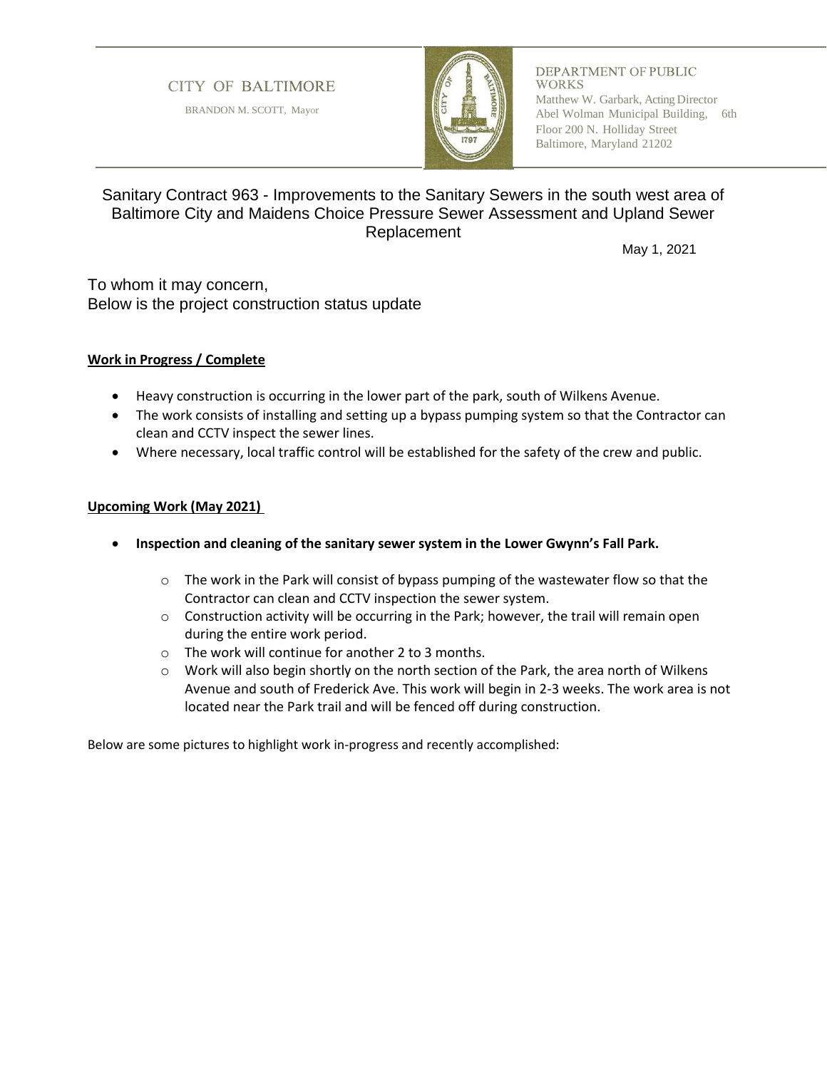CITY OF BALTIMORE

BRANDON M. SCOTT, Mayor

DEPARTMENT OF PUBLIC WORKS
Matthew W. Garbark, Acting Director
Abel Wolman Municipal Building, 6th Floor 200 N. Holliday Street
Baltimore, Maryland 21202

# Sanitary Contract 963 - Improvements to the Sanitary Sewers in the south west area of Baltimore City and Maidens Choice Pressure Sewer Assessment and Upland Sewer Replacement

May 1, 2021

To whom it may concern,
Below is the project construction status update

**Work in Progress / Complete**

- Heavy construction is occurring in the lower part of the park, south of Wilkens Avenue.
- The work consists of installing and setting up a bypass pumping system so that the Contractor can clean and CCTV inspect the sewer lines.
- Where necessary, local traffic control will be established for the safety of the crew and public.

**Upcoming Work (May 2021)**

- **Inspection and cleaning of the sanitary sewer system in the Lower Gwynn's Fall Park.**
  - The work in the Park will consist of bypass pumping of the wastewater flow so that the Contractor can clean and CCTV inspection the sewer system.
  - Construction activity will be occurring in the Park; however, the trail will remain open during the entire work period.
  - The work will continue for another 2 to 3 months.
  - Work will also begin shortly on the north section of the Park, the area north of Wilkens Avenue and south of Frederick Ave. This work will begin in 2-3 weeks. The work area is not located near the Park trail and will be fenced off during construction.

Below are some pictures to highlight work in-progress and recently accomplished: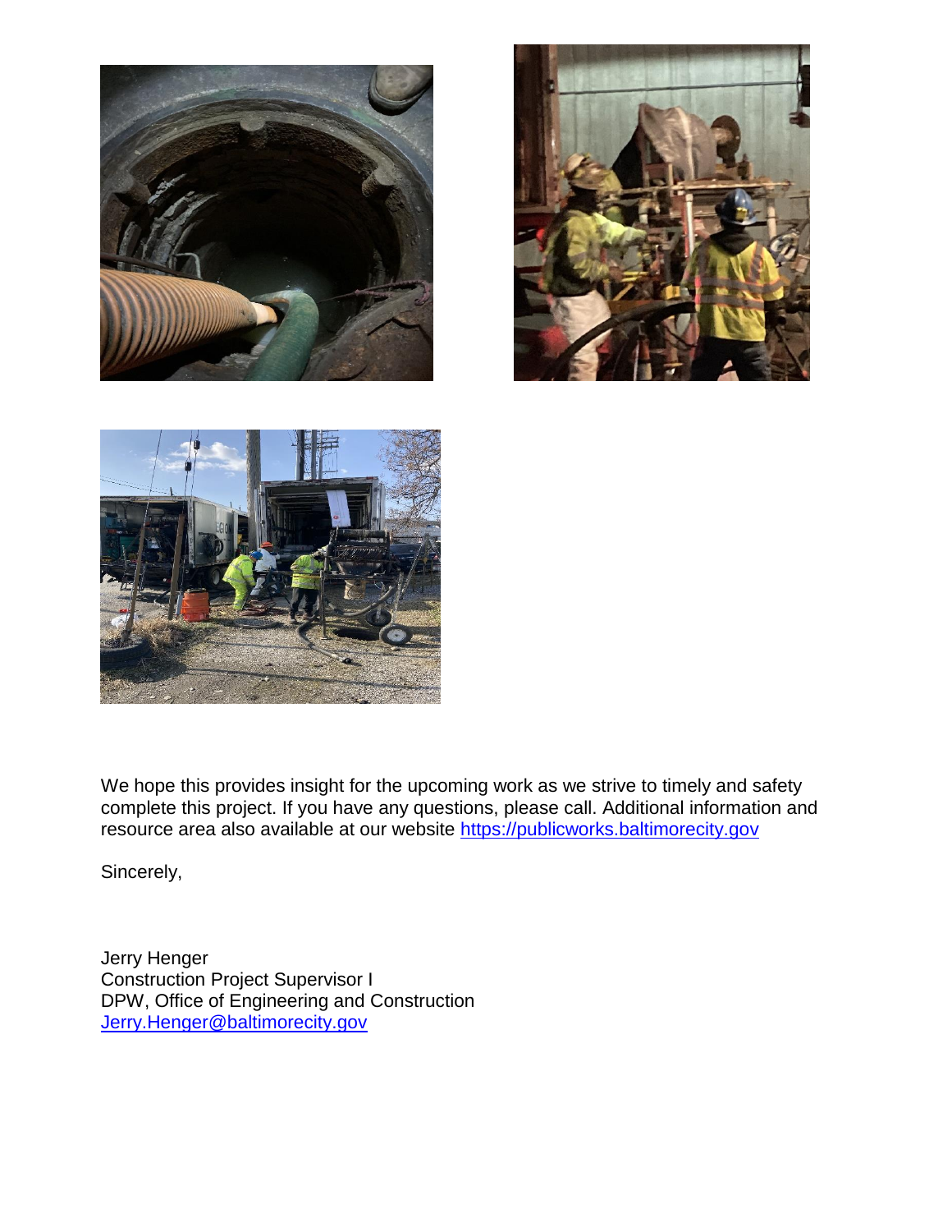We hope this provides insight for the upcoming work as we strive to timely and safety complete this project. If you have any questions, please call. Additional information and resource area also available at our website https://publicworks.baltimorecity.gov

Sincerely,

Jerry Henger
Construction Project Supervisor I
DPW, Office of Engineering and Construction
Jerry.Henger@baltimorecity.gov